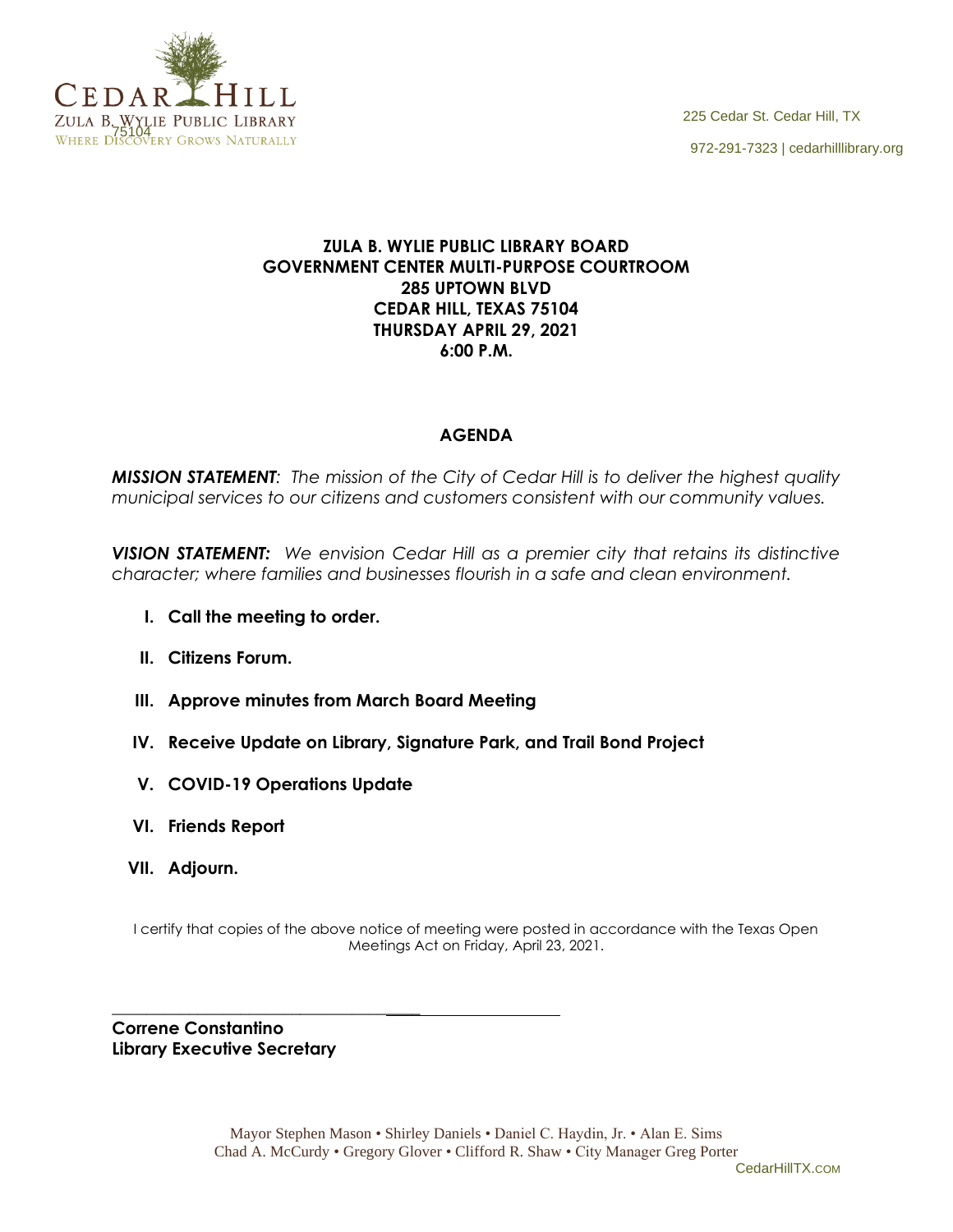CEDAR HILL
ZULA B. WYLIE PUBLIC LIBRARY
WHERE DISCOVERY GROWS NATURALLY

225 Cedar St. Cedar Hill, TX 75104

972-291-7323 | cedarhilllibrary.org

**ZULA B. WYLIE PUBLIC LIBRARY BOARD**
**GOVERNMENT CENTER MULTI-PURPOSE COURTROOM**
**285 UPTOWN BLVD**
**CEDAR HILL, TEXAS 75104**
**THURSDAY APRIL 29, 2021**
**6:00 P.M.**

## AGENDA

***MISSION STATEMENT****: The mission of the City of Cedar Hill is to deliver the highest quality municipal services to our citizens and customers consistent with our community values.*

***VISION STATEMENT:*** *We envision Cedar Hill as a premier city that retains its distinctive character; where families and businesses flourish in a safe and clean environment.*

- **I. Call the meeting to order.**
- **II. Citizens Forum.**
- **III. Approve minutes from March Board Meeting**
- **IV. Receive Update on Library, Signature Park, and Trail Bond Project**
- **V. COVID-19 Operations Update**
- **VI. Friends Report**
- **VII. Adjourn.**

I certify that copies of the above notice of meeting were posted in accordance with the Texas Open Meetings Act on Friday, April 23, 2021.

\_\_\_\_\_\_\_\_\_\_\_\_\_\_\_\_\_\_\_\_\_\_\_\_\_\_\_\_\_\_\_\_\_\_\_\_\_\_\_\_

**Correne Constantino**
**Library Executive Secretary**

Mayor Stephen Mason • Shirley Daniels • Daniel C. Haydin, Jr. • Alan E. Sims
Chad A. McCurdy • Gregory Glover • Clifford R. Shaw • City Manager Greg Porter

CedarHillTX.com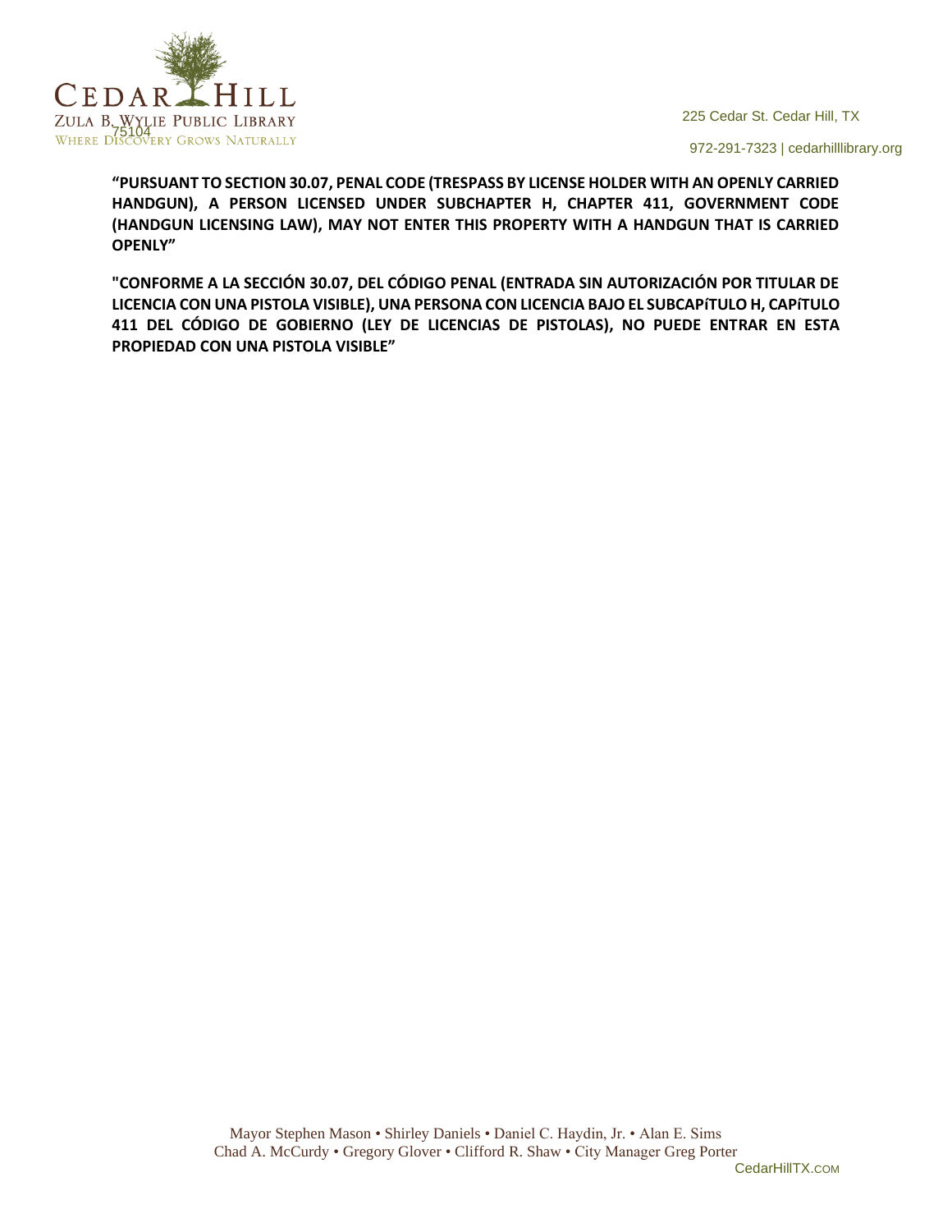CEDAR HILL

ZULA B. WYLIE PUBLIC LIBRARY

WHERE DISCOVERY GROWS NATURALLY

225 Cedar St. Cedar Hill, TX 75104

972-291-7323 | cedarhilllibrary.org

**"PURSUANT TO SECTION 30.07, PENAL CODE (TRESPASS BY LICENSE HOLDER WITH AN OPENLY CARRIED HANDGUN), A PERSON LICENSED UNDER SUBCHAPTER H, CHAPTER 411, GOVERNMENT CODE (HANDGUN LICENSING LAW), MAY NOT ENTER THIS PROPERTY WITH A HANDGUN THAT IS CARRIED OPENLY"**

**"CONFORME A LA SECCIÓN 30.07, DEL CÓDIGO PENAL (ENTRADA SIN AUTORIZACIÓN POR TITULAR DE LICENCIA CON UNA PISTOLA VISIBLE), UNA PERSONA CON LICENCIA BAJO EL SUBCAPíTULO H, CAPíTULO 411 DEL CÓDIGO DE GOBIERNO (LEY DE LICENCIAS DE PISTOLAS), NO PUEDE ENTRAR EN ESTA PROPIEDAD CON UNA PISTOLA VISIBLE"**

Mayor Stephen Mason • Shirley Daniels • Daniel C. Haydin, Jr. • Alan E. Sims
Chad A. McCurdy • Gregory Glover • Clifford R. Shaw • City Manager Greg Porter

CedarHillTX.COM